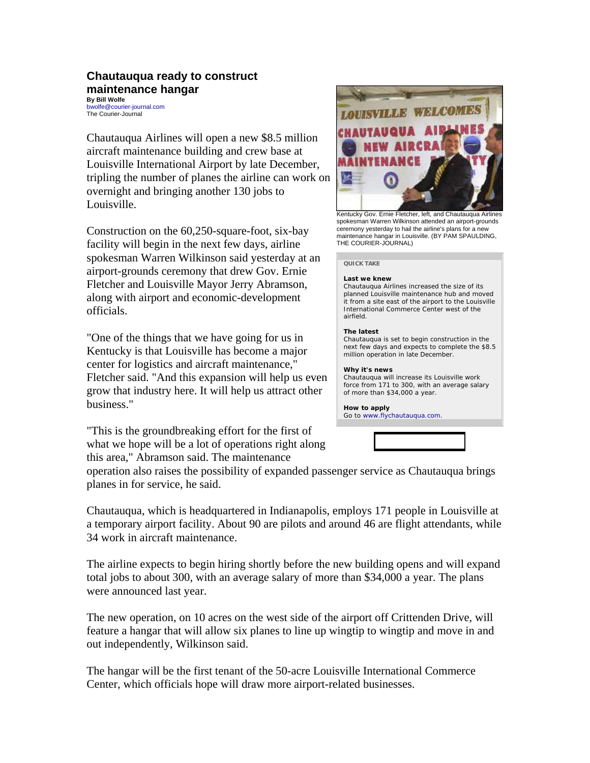# Chautauqua ready to construct maintenance hangar

**By Bill Wolfe**
bwolfe@courier-journal.com
The Courier-Journal

Chautauqua Airlines will open a new $8.5 million aircraft maintenance building and crew base at Louisville International Airport by late December, tripling the number of planes the airline can work on overnight and bringing another 130 jobs to Louisville.

Construction on the 60,250-square-foot, six-bay facility will begin in the next few days, airline spokesman Warren Wilkinson said yesterday at an airport-grounds ceremony that drew Gov. Ernie Fletcher and Louisville Mayor Jerry Abramson, along with airport and economic-development officials.

"One of the things that we have going for us in Kentucky is that Louisville has become a major center for logistics and aircraft maintenance," Fletcher said. "And this expansion will help us even grow that industry here. It will help us attract other business."

"This is the groundbreaking effort for the first of what we hope will be a lot of operations right along this area," Abramson said. The maintenance operation also raises the possibility of expanded passenger service as Chautauqua brings planes in for service, he said.

Chautauqua, which is headquartered in Indianapolis, employs 171 people in Louisville at a temporary airport facility. About 90 are pilots and around 46 are flight attendants, while 34 work in aircraft maintenance.

The airline expects to begin hiring shortly before the new building opens and will expand total jobs to about 300, with an average salary of more than $34,000 a year. The plans were announced last year.

The new operation, on 10 acres on the west side of the airport off Crittenden Drive, will feature a hangar that will allow six planes to line up wingtip to wingtip and move in and out independently, Wilkinson said.

The hangar will be the first tenant of the 50-acre Louisville International Commerce Center, which officials hope will draw more airport-related businesses.

Kentucky Gov. Ernie Fletcher, left, and Chautauqua Airlines spokesman Warren Wilkinson attended an airport-grounds ceremony yesterday to hail the airline's plans for a new maintenance hangar in Louisville. (BY PAM SPAULDING, THE COURIER-JOURNAL)

**QUICK TAKE**

**Last we knew**
Chautauqua Airlines increased the size of its planned Louisville maintenance hub and moved it from a site east of the airport to the Louisville International Commerce Center west of the airfield.

**The latest**
Chautauqua is set to begin construction in the next few days and expects to complete the $8.5 million operation in late December.

**Why it's news**
Chautauqua will increase its Louisville work force from 171 to 300, with an average salary of more than $34,000 a year.

**How to apply**
Go to www.flychautauqua.com.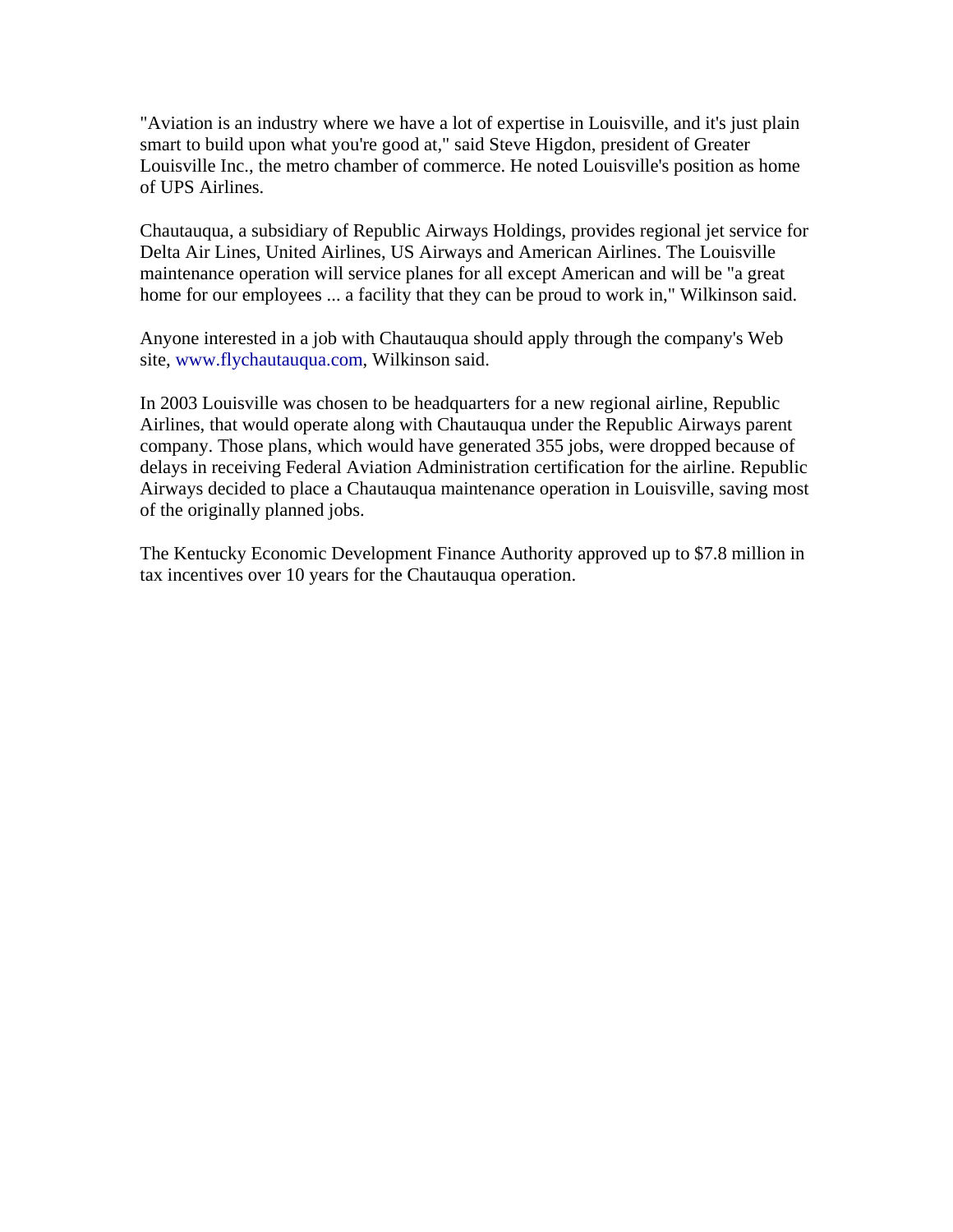"Aviation is an industry where we have a lot of expertise in Louisville, and it's just plain smart to build upon what you're good at," said Steve Higdon, president of Greater Louisville Inc., the metro chamber of commerce. He noted Louisville's position as home of UPS Airlines.

Chautauqua, a subsidiary of Republic Airways Holdings, provides regional jet service for Delta Air Lines, United Airlines, US Airways and American Airlines. The Louisville maintenance operation will service planes for all except American and will be "a great home for our employees ... a facility that they can be proud to work in," Wilkinson said.

Anyone interested in a job with Chautauqua should apply through the company's Web site, www.flychautauqua.com, Wilkinson said.

In 2003 Louisville was chosen to be headquarters for a new regional airline, Republic Airlines, that would operate along with Chautauqua under the Republic Airways parent company. Those plans, which would have generated 355 jobs, were dropped because of delays in receiving Federal Aviation Administration certification for the airline. Republic Airways decided to place a Chautauqua maintenance operation in Louisville, saving most of the originally planned jobs.

The Kentucky Economic Development Finance Authority approved up to $7.8 million in tax incentives over 10 years for the Chautauqua operation.